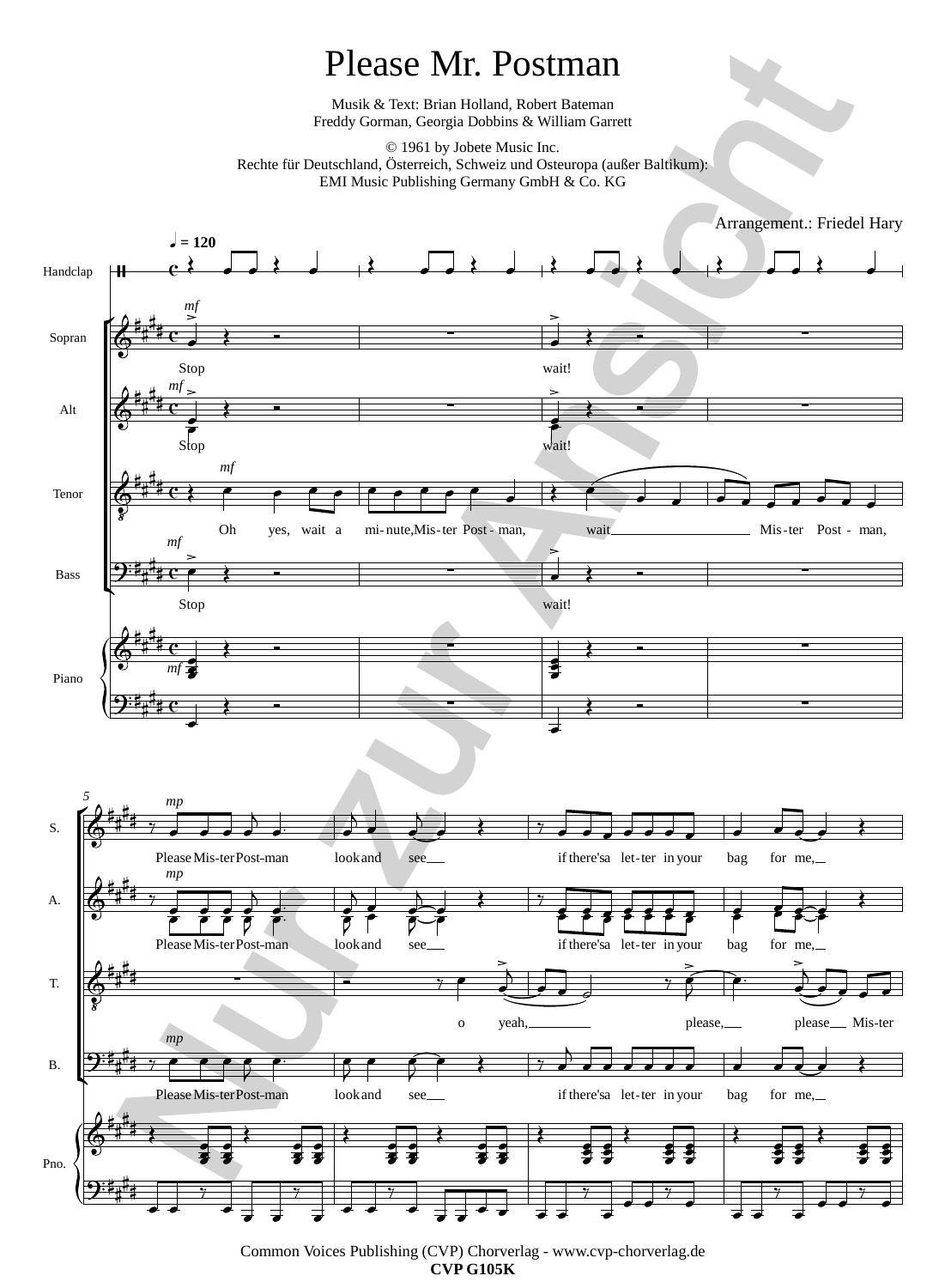# Please Mr. Postman

Musik & Text: Brian Holland, Robert Bateman
Freddy Gorman, Georgia Dobbins & William Garrett

© 1961 by Jobete Music Inc.
Rechte für Deutschland, Österreich, Schweiz und Osteuropa (außer Baltikum):
EMI Music Publishing Germany GmbH & Co. KG

Arrangement.: Friedel Hary

Common Voices Publishing (CVP) Chorverlag - www.cvp-chorverlag.de
**CVP G105K**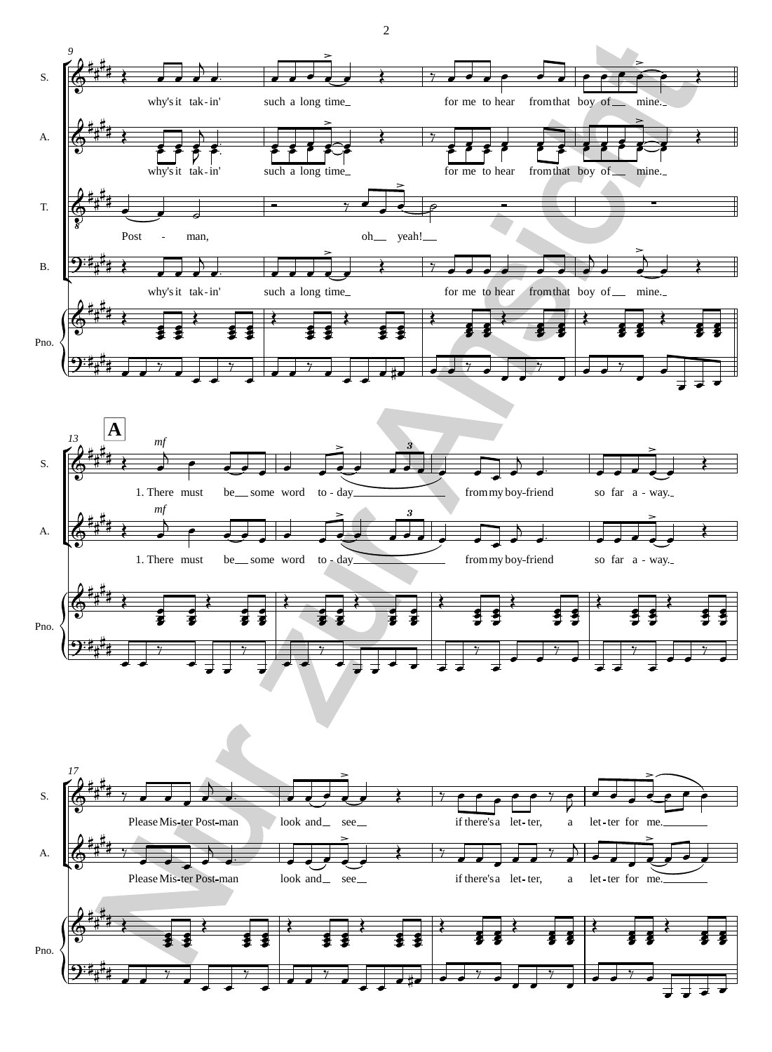9

S.

why's it tak-in' such a long time_ for me to hear from that boy of _ mine._

A.

why's it tak-in' such a long time_ for me to hear from that boy of _ mine._

T.

Post - man, oh_ yeah!_

B.

why's it tak-in' such a long time_ for me to hear from that boy of _ mine._

Pno.

13 **A**

S.

*mf*

1. There must be_ some word to - day_ from my boy-friend so far a - way._

A.

*mf*

1. There must be_ some word to - day_ from my boy-friend so far a - way._

Pno.

17

S.

Please Mis-ter Post-man look and_ see_ if there's a let - ter, a let - ter for me._

A.

Please Mis-ter Post-man look and_ see_ if there's a let - ter, a let - ter for me._

Pno.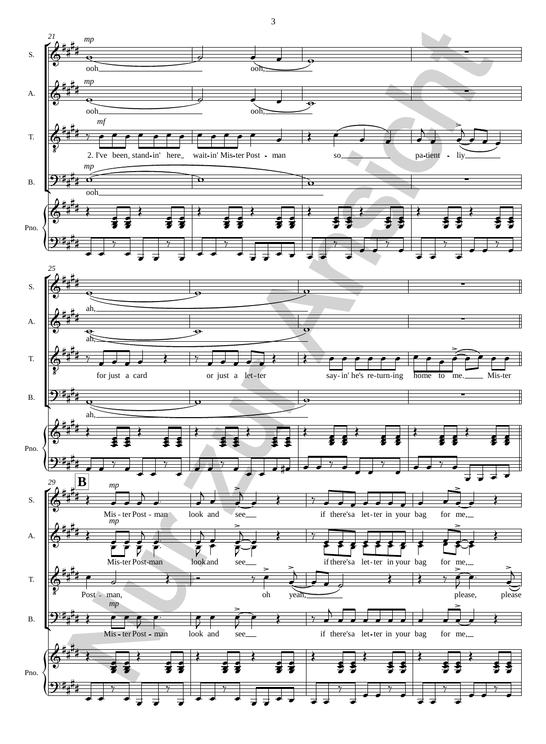**21**

S. *mp* ooh ooh,

A. *mp* ooh ooh,

T. *mf* 2. I've been stand-in' here wait-in' Mis-ter Post - man so pa-tient - liy

B. *mp* ooh

Pno.

**25**

S. ah,

A. ah,

T. for just a card or just a let-ter say-in' he's re-turn-ing home to me. Mis-ter

B. ah,

Pno.

**29** **B**

S. *mp* Mis - ter Post - man look and see if there'sa let-ter in your bag for me,

A. *mp* Mis-ter Post-man look and see if there'sa let-ter in your bag for me,

T. Post - man, oh yeah, please, please

B. *mp* Mis - ter Post - man look and see if there'sa let-ter in your bag for me,

Pno.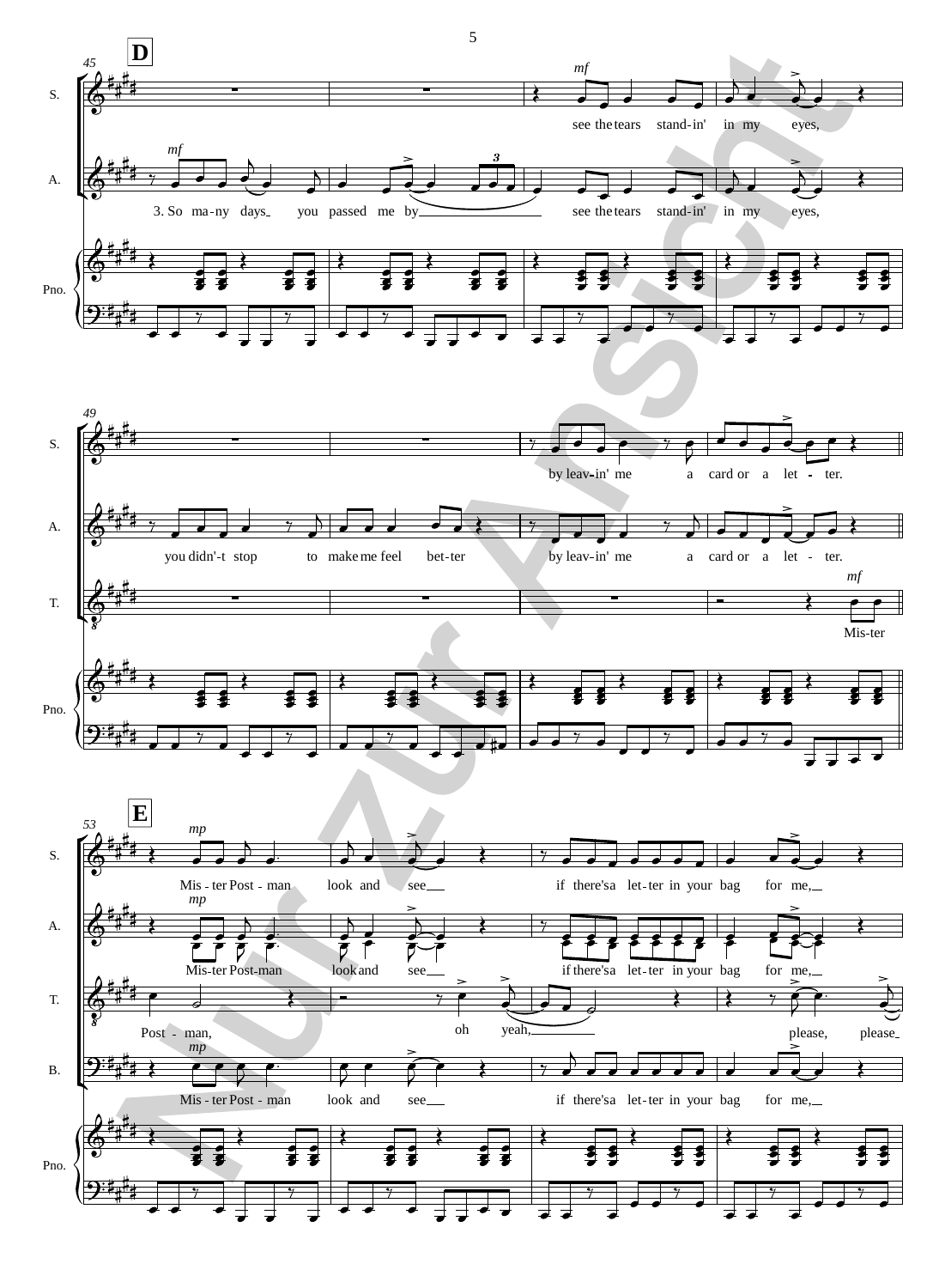**D**

45

S.: see the tears stand-in' in my eyes,

A.: 3. So ma-ny days you passed me by see the tears stand-in' in my eyes,

Pno.

49

S.: by leav-in' me a card or a let - ter.

A.: you didn'-t stop to make me feel bet-ter by leav-in' me a card or a let - ter.

T.: Mis-ter

Pno.

**E**

53

S.: Mis - ter Post - man look and see if there's a let-ter in your bag for me,

A.: Mis-ter Post-man look and see if there's a let-ter in your bag for me,

T.: Post - man, oh yeah, please, please

B.: Mis - ter Post - man look and see if there's a let-ter in your bag for me,

Pno.

Nur zur Ansicht